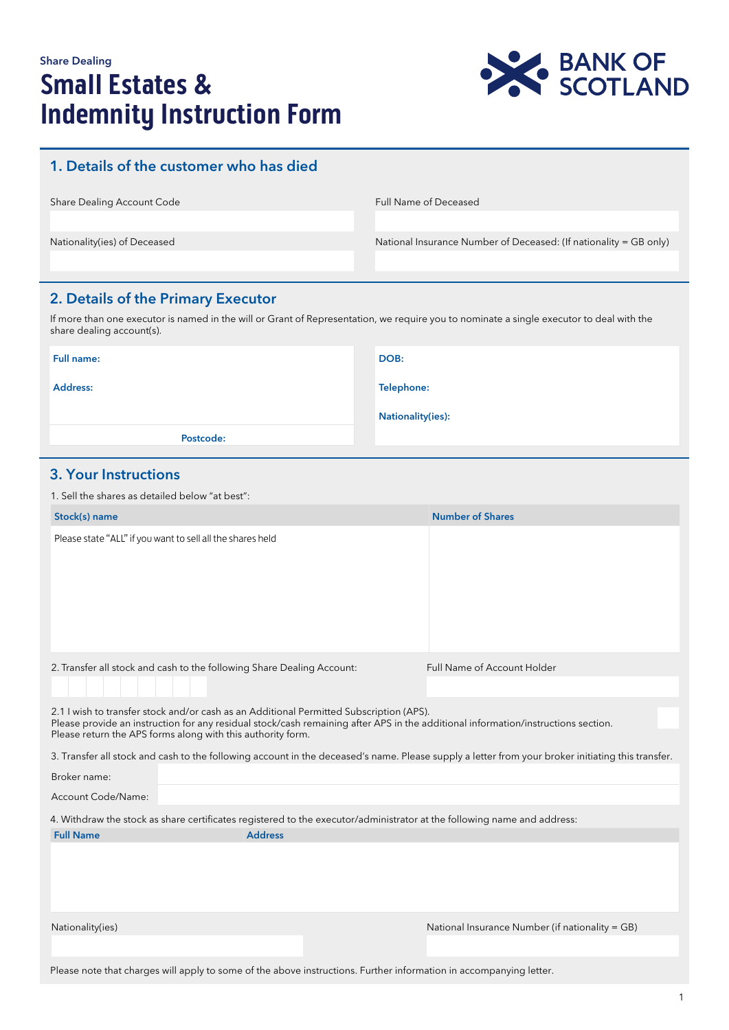Share Dealing

# Small Estates & Indemnity Instruction Form

## 1. Details of the customer who has died

| Share Dealing Account Code | Full Name of Deceased |
|---|---|
| | |
| **Nationality(ies) of Deceased** | **National Insurance Number of Deceased: (If nationality = GB only)** |
| | |

## 2. Details of the Primary Executor

If more than one executor is named in the will or Grant of Representation, we require you to nominate a single executor to deal with the share dealing account(s).

| | |
|---|---|
| **Full name:** | **DOB:** |
| **Address:** | **Telephone:** |
| | **Nationality(ies):** |
| **Postcode:** | |

## 3. Your Instructions

1. Sell the shares as detailed below "at best":

| Stock(s) name | Number of Shares |
|---|---|
| Please state "ALL" if you want to sell all the shares held | |

2. Transfer all stock and cash to the following Share Dealing Account:

| Share Dealing Account | Full Name of Account Holder |
|---|---|
| | |

2.1 I wish to transfer stock and/or cash as an Additional Permitted Subscription (APS). ☐
Please provide an instruction for any residual stock/cash remaining after APS in the additional information/instructions section.
Please return the APS forms along with this authority form.

3. Transfer all stock and cash to the following account in the deceased's name. Please supply a letter from your broker initiating this transfer.

| | |
|---|---|
| Broker name: | |
| Account Code/Name: | |

4. Withdraw the stock as share certificates registered to the executor/administrator at the following name and address:

| Full Name | Address |
|---|---|
| | |

| Nationality(ies) | National Insurance Number (if nationality = GB) |
|---|---|
| | |

Please note that charges will apply to some of the above instructions. Further information in accompanying letter.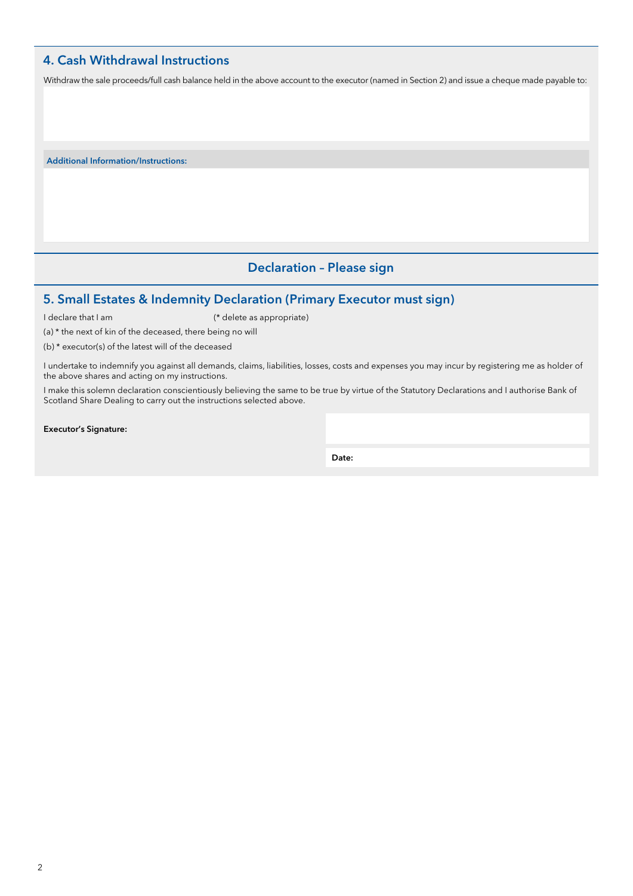## 4. Cash Withdrawal Instructions

Withdraw the sale proceeds/full cash balance held in the above account to the executor (named in Section 2) and issue a cheque made payable to:

**Additional Information/Instructions:**

## Declaration – Please sign

## 5. Small Estates & Indemnity Declaration (Primary Executor must sign)

I declare that I am (* delete as appropriate)

(a) * the next of kin of the deceased, there being no will

(b) * executor(s) of the latest will of the deceased

I undertake to indemnify you against all demands, claims, liabilities, losses, costs and expenses you may incur by registering me as holder of the above shares and acting on my instructions.

I make this solemn declaration conscientiously believing the same to be true by virtue of the Statutory Declarations and I authorise Bank of Scotland Share Dealing to carry out the instructions selected above.

**Executor's Signature:**

**Date:**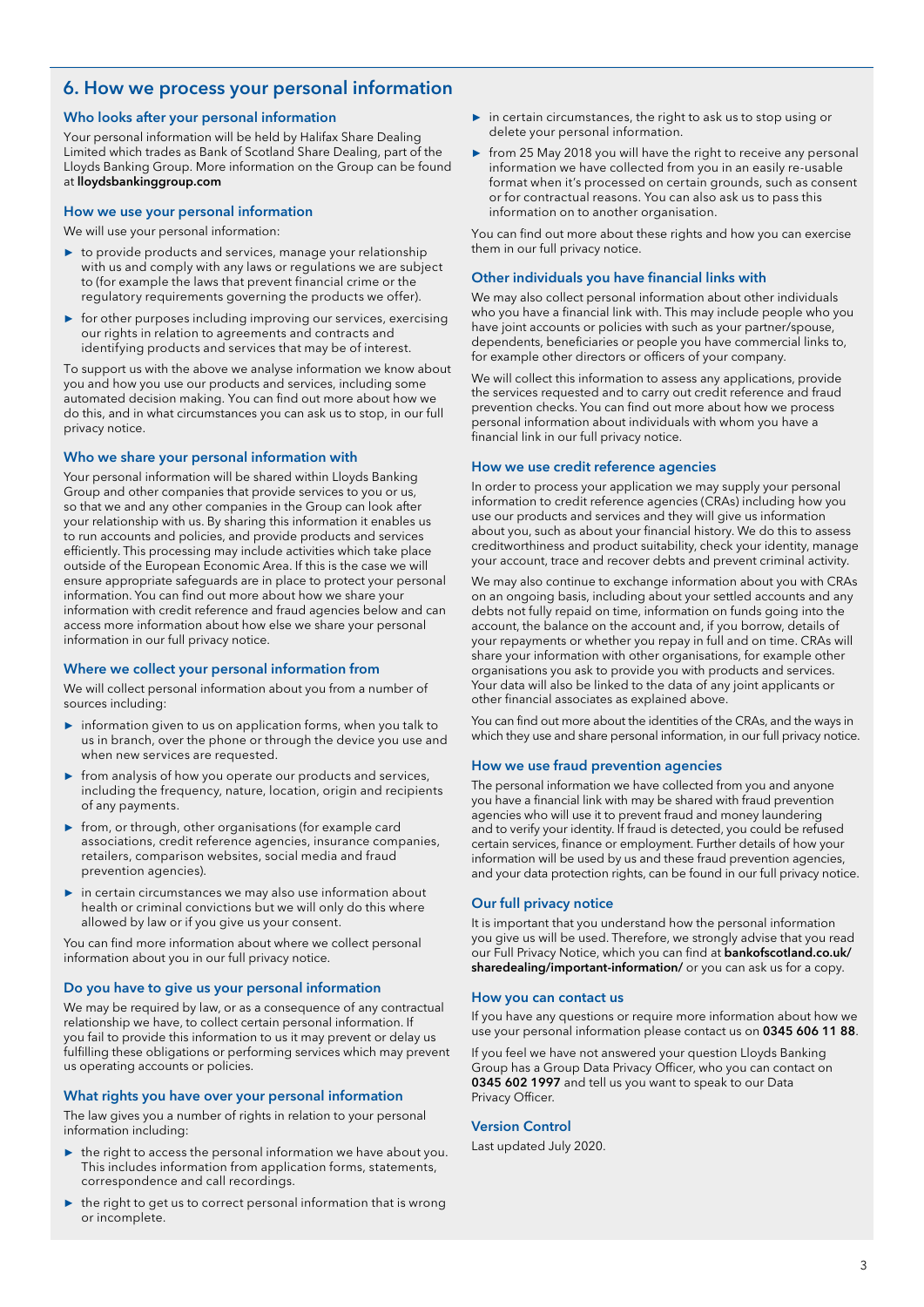## 6. How we process your personal information

### Who looks after your personal information

Your personal information will be held by Halifax Share Dealing Limited which trades as Bank of Scotland Share Dealing, part of the Lloyds Banking Group. More information on the Group can be found at **lloydsbankinggroup.com**

### How we use your personal information

We will use your personal information:

- to provide products and services, manage your relationship with us and comply with any laws or regulations we are subject to (for example the laws that prevent financial crime or the regulatory requirements governing the products we offer).
- for other purposes including improving our services, exercising our rights in relation to agreements and contracts and identifying products and services that may be of interest.

To support us with the above we analyse information we know about you and how you use our products and services, including some automated decision making. You can find out more about how we do this, and in what circumstances you can ask us to stop, in our full privacy notice.

### Who we share your personal information with

Your personal information will be shared within Lloyds Banking Group and other companies that provide services to you or us, so that we and any other companies in the Group can look after your relationship with us. By sharing this information it enables us to run accounts and policies, and provide products and services efficiently. This processing may include activities which take place outside of the European Economic Area. If this is the case we will ensure appropriate safeguards are in place to protect your personal information. You can find out more about how we share your information with credit reference and fraud agencies below and can access more information about how else we share your personal information in our full privacy notice.

### Where we collect your personal information from

We will collect personal information about you from a number of sources including:

- information given to us on application forms, when you talk to us in branch, over the phone or through the device you use and when new services are requested.
- from analysis of how you operate our products and services, including the frequency, nature, location, origin and recipients of any payments.
- from, or through, other organisations (for example card associations, credit reference agencies, insurance companies, retailers, comparison websites, social media and fraud prevention agencies).
- in certain circumstances we may also use information about health or criminal convictions but we will only do this where allowed by law or if you give us your consent.

You can find more information about where we collect personal information about you in our full privacy notice.

### Do you have to give us your personal information

We may be required by law, or as a consequence of any contractual relationship we have, to collect certain personal information. If you fail to provide this information to us it may prevent or delay us fulfilling these obligations or performing services which may prevent us operating accounts or policies.

### What rights you have over your personal information

The law gives you a number of rights in relation to your personal information including:

- the right to access the personal information we have about you. This includes information from application forms, statements, correspondence and call recordings.
- the right to get us to correct personal information that is wrong or incomplete.
- in certain circumstances, the right to ask us to stop using or delete your personal information.
- from 25 May 2018 you will have the right to receive any personal information we have collected from you in an easily re-usable format when it's processed on certain grounds, such as consent or for contractual reasons. You can also ask us to pass this information on to another organisation.

You can find out more about these rights and how you can exercise them in our full privacy notice.

### Other individuals you have financial links with

We may also collect personal information about other individuals who you have a financial link with. This may include people who you have joint accounts or policies with such as your partner/spouse, dependents, beneficiaries or people you have commercial links to, for example other directors or officers of your company.

We will collect this information to assess any applications, provide the services requested and to carry out credit reference and fraud prevention checks. You can find out more about how we process personal information about individuals with whom you have a financial link in our full privacy notice.

### How we use credit reference agencies

In order to process your application we may supply your personal information to credit reference agencies (CRAs) including how you use our products and services and they will give us information about you, such as about your financial history. We do this to assess creditworthiness and product suitability, check your identity, manage your account, trace and recover debts and prevent criminal activity.

We may also continue to exchange information about you with CRAs on an ongoing basis, including about your settled accounts and any debts not fully repaid on time, information on funds going into the account, the balance on the account and, if you borrow, details of your repayments or whether you repay in full and on time. CRAs will share your information with other organisations, for example other organisations you ask to provide you with products and services. Your data will also be linked to the data of any joint applicants or other financial associates as explained above.

You can find out more about the identities of the CRAs, and the ways in which they use and share personal information, in our full privacy notice.

### How we use fraud prevention agencies

The personal information we have collected from you and anyone you have a financial link with may be shared with fraud prevention agencies who will use it to prevent fraud and money laundering and to verify your identity. If fraud is detected, you could be refused certain services, finance or employment. Further details of how your information will be used by us and these fraud prevention agencies, and your data protection rights, can be found in our full privacy notice.

### Our full privacy notice

It is important that you understand how the personal information you give us will be used. Therefore, we strongly advise that you read our Full Privacy Notice, which you can find at **bankofscotland.co.uk/sharedealing/important-information/** or you can ask us for a copy.

### How you can contact us

If you have any questions or require more information about how we use your personal information please contact us on **0345 606 11 88**.

If you feel we have not answered your question Lloyds Banking Group has a Group Data Privacy Officer, who you can contact on **0345 602 1997** and tell us you want to speak to our Data Privacy Officer.

### Version Control

Last updated July 2020.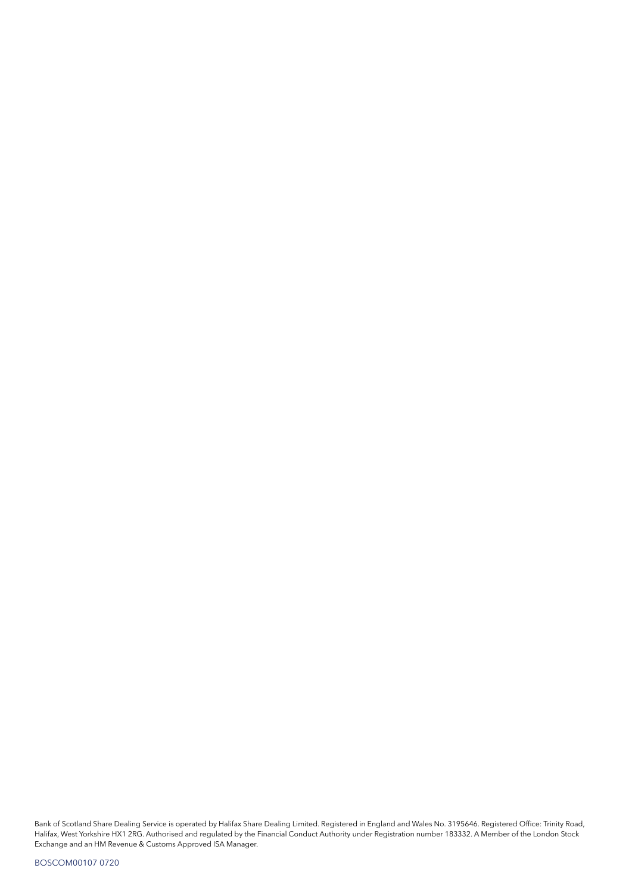Bank of Scotland Share Dealing Service is operated by Halifax Share Dealing Limited. Registered in England and Wales No. 3195646. Registered Office: Trinity Road, Halifax, West Yorkshire HX1 2RG. Authorised and regulated by the Financial Conduct Authority under Registration number 183332. A Member of the London Stock Exchange and an HM Revenue & Customs Approved ISA Manager.

BOSCOM00107 0720